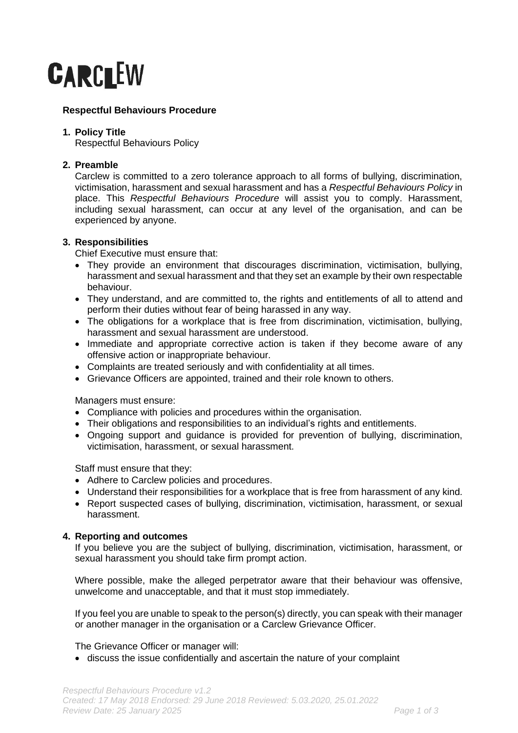# CARCLEW

**Respectful Behaviours Procedure**

1. **Policy Title**
   Respectful Behaviours Policy

2. **Preamble**
   Carclew is committed to a zero tolerance approach to all forms of bullying, discrimination, victimisation, harassment and sexual harassment and has a *Respectful Behaviours Policy* in place. This *Respectful Behaviours Procedure* will assist you to comply. Harassment, including sexual harassment, can occur at any level of the organisation, and can be experienced by anyone.

3. **Responsibilities**
   Chief Executive must ensure that:
   - They provide an environment that discourages discrimination, victimisation, bullying, harassment and sexual harassment and that they set an example by their own respectable behaviour.
   - They understand, and are committed to, the rights and entitlements of all to attend and perform their duties without fear of being harassed in any way.
   - The obligations for a workplace that is free from discrimination, victimisation, bullying, harassment and sexual harassment are understood.
   - Immediate and appropriate corrective action is taken if they become aware of any offensive action or inappropriate behaviour.
   - Complaints are treated seriously and with confidentiality at all times.
   - Grievance Officers are appointed, trained and their role known to others.

   Managers must ensure:
   - Compliance with policies and procedures within the organisation.
   - Their obligations and responsibilities to an individual's rights and entitlements.
   - Ongoing support and guidance is provided for prevention of bullying, discrimination, victimisation, harassment, or sexual harassment.

   Staff must ensure that they:
   - Adhere to Carclew policies and procedures.
   - Understand their responsibilities for a workplace that is free from harassment of any kind.
   - Report suspected cases of bullying, discrimination, victimisation, harassment, or sexual harassment.

4. **Reporting and outcomes**
   If you believe you are the subject of bullying, discrimination, victimisation, harassment, or sexual harassment you should take firm prompt action.

   Where possible, make the alleged perpetrator aware that their behaviour was offensive, unwelcome and unacceptable, and that it must stop immediately.

   If you feel you are unable to speak to the person(s) directly, you can speak with their manager or another manager in the organisation or a Carclew Grievance Officer.

   The Grievance Officer or manager will:
   - discuss the issue confidentially and ascertain the nature of your complaint

*Respectful Behaviours Procedure v1.2*
*Created: 17 May 2018 Endorsed: 29 June 2018 Reviewed: 5.03.2020, 25.01.2022*
*Review Date: 25 January 2025*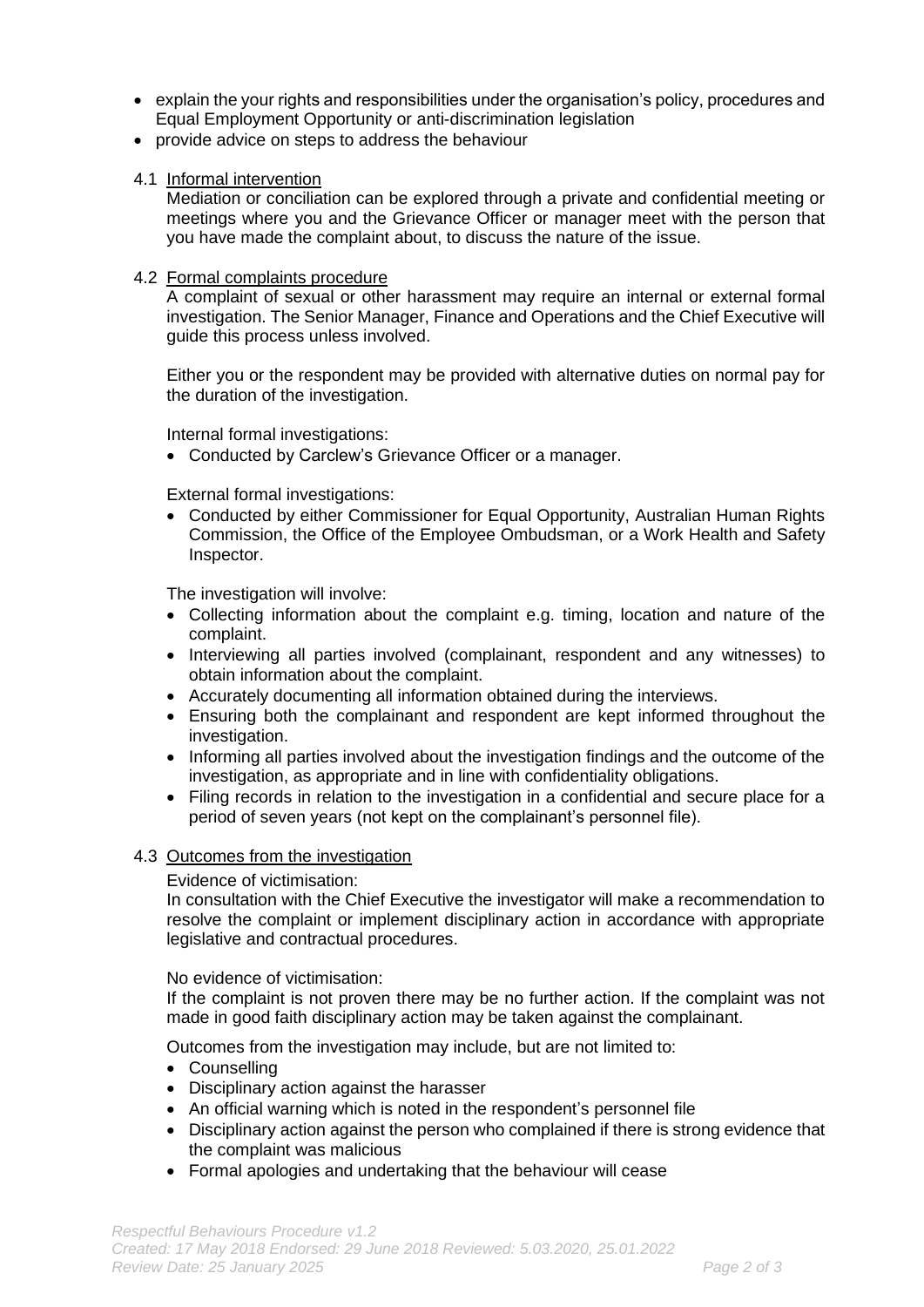- explain the your rights and responsibilities under the organisation's policy, procedures and Equal Employment Opportunity or anti-discrimination legislation
- provide advice on steps to address the behaviour

4.1 Informal intervention

Mediation or conciliation can be explored through a private and confidential meeting or meetings where you and the Grievance Officer or manager meet with the person that you have made the complaint about, to discuss the nature of the issue.

4.2 Formal complaints procedure

A complaint of sexual or other harassment may require an internal or external formal investigation. The Senior Manager, Finance and Operations and the Chief Executive will guide this process unless involved.

Either you or the respondent may be provided with alternative duties on normal pay for the duration of the investigation.

Internal formal investigations:

- Conducted by Carclew's Grievance Officer or a manager.

External formal investigations:

- Conducted by either Commissioner for Equal Opportunity, Australian Human Rights Commission, the Office of the Employee Ombudsman, or a Work Health and Safety Inspector.

The investigation will involve:

- Collecting information about the complaint e.g. timing, location and nature of the complaint.
- Interviewing all parties involved (complainant, respondent and any witnesses) to obtain information about the complaint.
- Accurately documenting all information obtained during the interviews.
- Ensuring both the complainant and respondent are kept informed throughout the investigation.
- Informing all parties involved about the investigation findings and the outcome of the investigation, as appropriate and in line with confidentiality obligations.
- Filing records in relation to the investigation in a confidential and secure place for a period of seven years (not kept on the complainant's personnel file).

4.3 Outcomes from the investigation

Evidence of victimisation:

In consultation with the Chief Executive the investigator will make a recommendation to resolve the complaint or implement disciplinary action in accordance with appropriate legislative and contractual procedures.

No evidence of victimisation:

If the complaint is not proven there may be no further action. If the complaint was not made in good faith disciplinary action may be taken against the complainant.

Outcomes from the investigation may include, but are not limited to:

- Counselling
- Disciplinary action against the harasser
- An official warning which is noted in the respondent's personnel file
- Disciplinary action against the person who complained if there is strong evidence that the complaint was malicious
- Formal apologies and undertaking that the behaviour will cease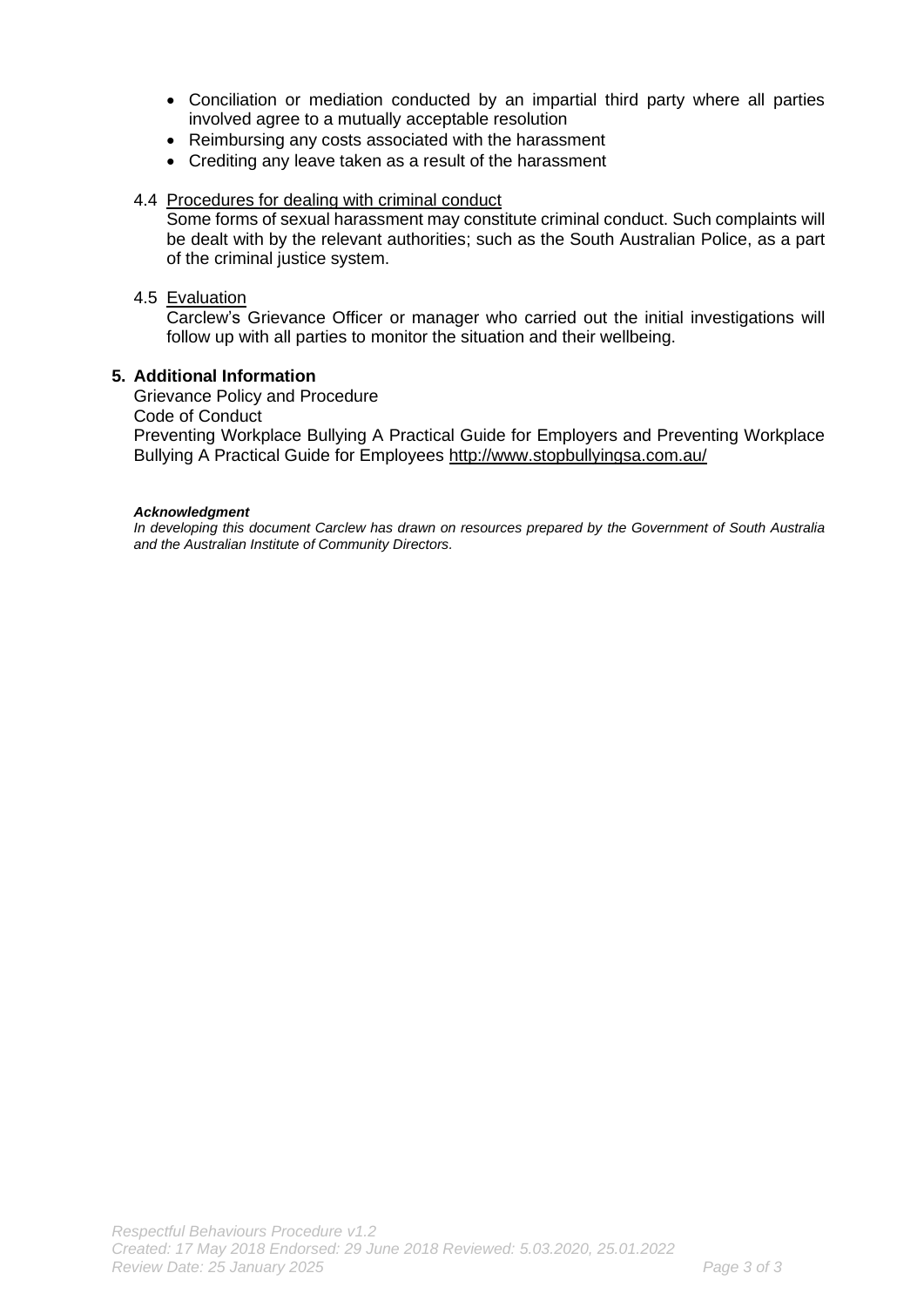- Conciliation or mediation conducted by an impartial third party where all parties involved agree to a mutually acceptable resolution
- Reimbursing any costs associated with the harassment
- Crediting any leave taken as a result of the harassment

4.4 Procedures for dealing with criminal conduct

Some forms of sexual harassment may constitute criminal conduct. Such complaints will be dealt with by the relevant authorities; such as the South Australian Police, as a part of the criminal justice system.

4.5 Evaluation

Carclew's Grievance Officer or manager who carried out the initial investigations will follow up with all parties to monitor the situation and their wellbeing.

## 5. Additional Information

Grievance Policy and Procedure
Code of Conduct
Preventing Workplace Bullying A Practical Guide for Employers and Preventing Workplace Bullying A Practical Guide for Employees http://www.stopbullyingsa.com.au/

***Acknowledgment***

*In developing this document Carclew has drawn on resources prepared by the Government of South Australia and the Australian Institute of Community Directors.*

*Respectful Behaviours Procedure v1.2*
*Created: 17 May 2018 Endorsed: 29 June 2018 Reviewed: 5.03.2020, 25.01.2022*
*Review Date: 25 January 2025*